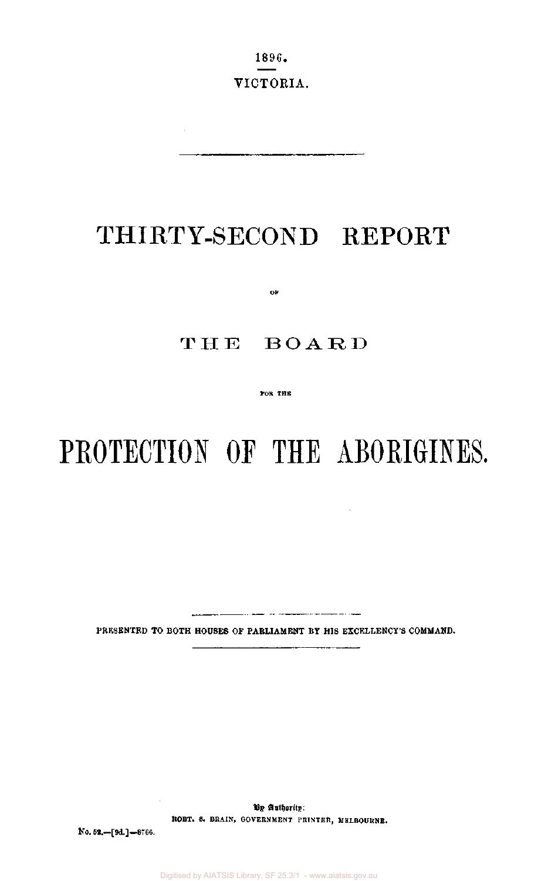1896.

VICTORIA.

# THIRTY-SECOND REPORT

OF

# THE BOARD

FOR THE

# PROTECTION OF THE ABORIGINES.

PRESENTED TO BOTH HOUSES OF PARLIAMENT BY HIS EXCELLENCY'S COMMAND.

By Authority:
ROBT. S. BRAIN, GOVERNMENT PRINTER, MELBOURNE.

No. 52.—[9d.]—8766.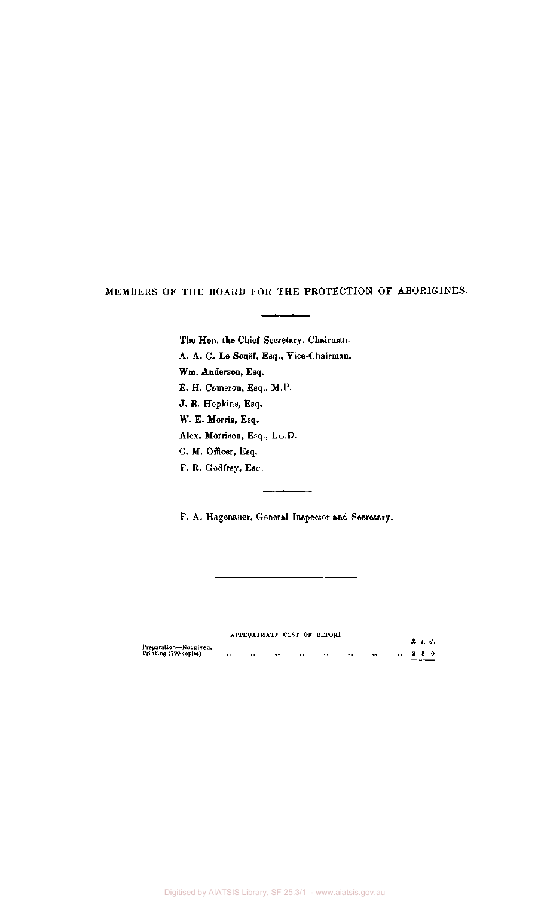## MEMBERS OF THE BOARD FOR THE PROTECTION OF ABORIGINES.

The Hon. the Chief Secretary, Chairman.
A. A. C. Le Souëf, Esq., Vice-Chairman.
Wm. Anderson, Esq.
E. H. Cameron, Esq., M.P.
J. R. Hopkins, Esq.
W. E. Morris, Esq.
Alex. Morrison, Esq., LL.D.
C. M. Officer, Esq.
F. R. Godfrey, Esq.

F. A. Hagenauer, General Inspector and Secretary.

APPROXIMATE COST OF REPORT.

| | £ s. d. |
|---|---|
| Preparation—Not given. | |
| Printing (700 copies) .. .. .. .. .. .. .. .. | 3 5 0 |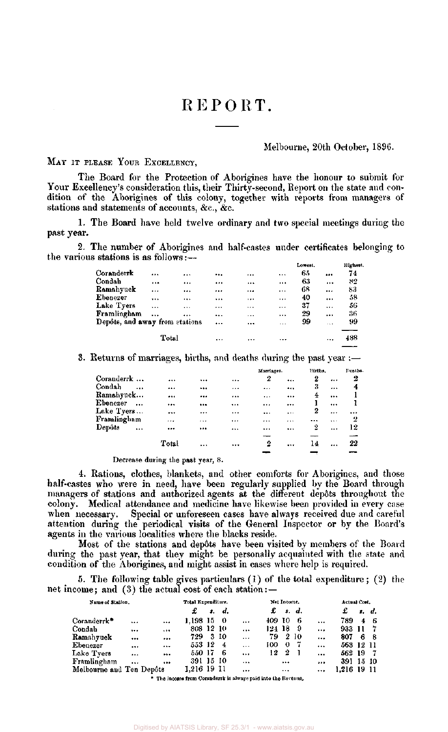# REPORT.

Melbourne, 20th October, 1896.

MAY IT PLEASE YOUR EXCELLENCY,

The Board for the Protection of Aborigines have the honour to submit for Your Excellency's consideration this, their Thirty-second, Report on the state and condition of the Aborigines of this colony, together with reports from managers of stations and statements of accounts, &c., &c.

1. The Board have held twelve ordinary and two special meetings during the past year.

2. The number of Aborigines and half-castes under certificates belonging to the various stations is as follows:—

| | Lowest. | Highest. |
|---|---|---|
| Coranderrk | 65 | 74 |
| Condah | 63 | 82 |
| Ramahyuck | 68 | 83 |
| Ebenezer | 40 | 58 |
| Lake Tyers | 37 | 56 |
| Framlingham | 29 | 36 |
| Depôts, and away from stations | 99 | 99 |
| Total | | 488 |

3. Returns of marriages, births, and deaths during the past year:—

| | Marriages. | Births. | Deaths. |
|---|---|---|---|
| Coranderrk | 2 | 2 | 2 |
| Condah | ... | 3 | 4 |
| Ramahyuck | ... | 4 | 1 |
| Ebenezer | ... | 1 | 1 |
| Lake Tyers | ... | 2 | ... |
| Framlingham | ... | ... | 2 |
| Depôts | ... | 2 | 12 |
| Total | 2 | 14 | 22 |

Decrease during the past year, 8.

4. Rations, clothes, blankets, and other comforts for Aborigines, and those half-castes who were in need, have been regularly supplied by the Board through managers of stations and authorized agents at the different depôts throughout the colony. Medical attendance and medicine have likewise been provided in every case when necessary. Special or unforeseen cases have always received due and careful attention during the periodical visits of the General Inspector or by the Board's agents in the various localities where the blacks reside.

Most of the stations and depôts have been visited by members of the Board during the past year, that they might be personally acquainted with the state and condition of the Aborigines, and might assist in cases where help is required.

5. The following table gives particulars (1) of the total expenditure; (2) the net income; and (3) the actual cost of each station:—

| Name of Station. | Total Expenditure. £ s. d. | Net Income. £ s. d. | Actual Cost. £ s. d. |
|---|---|---|---|
| Coranderrk* | 1,198 15 0 | 409 10 6 | 789 4 6 |
| Condah | 808 12 10 | 124 18 9 | 933 11 7 |
| Ramahyuck | 729 3 10 | 79 2 10 | 807 6 8 |
| Ebenezer | 553 12 4 | 100 0 7 | 563 12 11 |
| Lake Tyers | 550 17 6 | 12 2 1 | 562 19 7 |
| Framlingham | 391 15 10 | ... | 391 15 10 |
| Melbourne and Ten Depôts | 1,216 19 11 | ... | 1,216 19 11 |

\* The income from Coranderrk is always paid into the Revenue.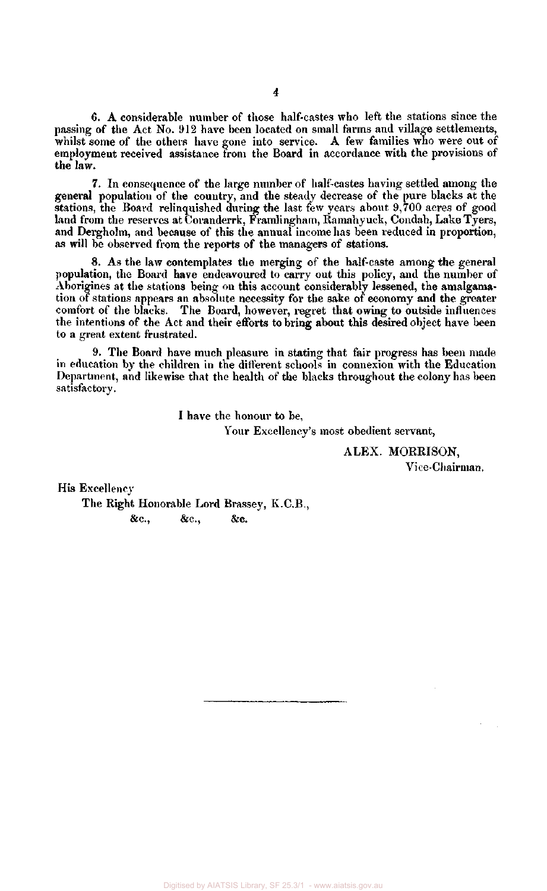6. A considerable number of those half-castes who left the stations since the passing of the Act No. 912 have been located on small farms and village settlements, whilst some of the others have gone into service. A few families who were out of employment received assistance from the Board in accordance with the provisions of the law.

7. In consequence of the large number of half-castes having settled among the general population of the country, and the steady decrease of the pure blacks at the stations, the Board relinquished during the last few years about 9,700 acres of good land from the reserves at Coranderrk, Framlingham, Ramahyuck, Condah, Lake Tyers, and Dergholm, and because of this the annual income has been reduced in proportion, as will be observed from the reports of the managers of stations.

8. As the law contemplates the merging of the half-caste among the general population, the Board have endeavoured to carry out this policy, and the number of Aborigines at the stations being on this account considerably lessened, the amalgamation of stations appears an absolute necessity for the sake of economy and the greater comfort of the blacks. The Board, however, regret that owing to outside influences the intentions of the Act and their efforts to bring about this desired object have been to a great extent frustrated.

9. The Board have much pleasure in stating that fair progress has been made in education by the children in the different schools in connexion with the Education Department, and likewise that the health of the blacks throughout the colony has been satisfactory.

I have the honour to be,

Your Excellency's most obedient servant,

ALEX. MORRISON,

Vice-Chairman.

His Excellency

The Right Honorable Lord Brassey, K.C.B.,

&c., &c., &c.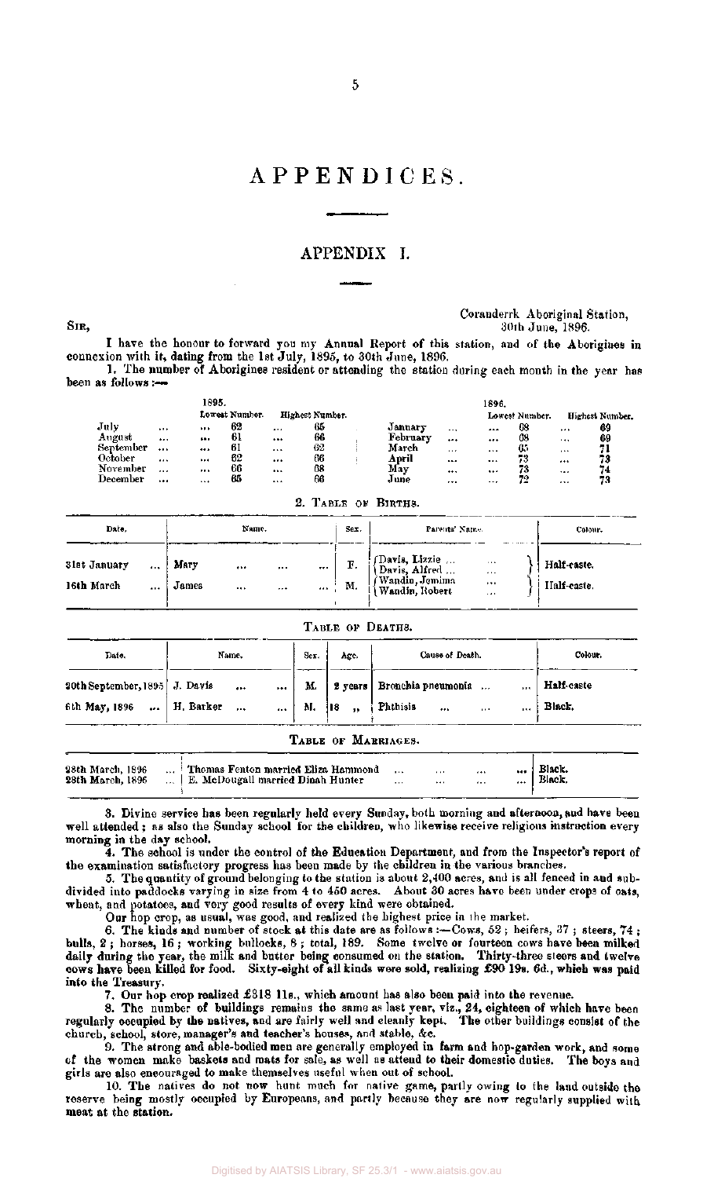# APPENDICES.

## APPENDIX I.

Coranderrk Aboriginal Station,
30th June, 1896.

SIR,

I have the honour to forward you my Annual Report of this station, and of the Aborigines in connexion with it, dating from the 1st July, 1895, to 30th June, 1896.

1. The number of Aborigines resident or attending the station during each month in the year has been as follows:—

| 1895. | Lowest Number. | Highest Number. | 1896. | Lowest Number. | Highest Number. |
|---|---|---|---|---|---|
| July ... | 62 | 65 | January ... | 68 | 69 |
| August ... | 61 | 66 | February ... | 68 | 69 |
| September ... | 61 | 62 | March ... | 65 | 71 |
| October ... | 62 | 66 | April ... | 73 | 73 |
| November ... | 66 | 68 | May ... | 73 | 74 |
| December ... | 65 | 66 | June ... | 72 | 73 |

2. TABLE OF BIRTHS.

| Date. | Name. | Sex. | Parents' Names. | Colour. |
|---|---|---|---|---|
| 31st January ... | Mary ... ... ... | F. | Davis, Lizzie ... / Davis, Alfred ... | Half-caste. |
| 16th March ... | James ... ... ... | M. | Wandin, Jemima / Wandin, Robert | Half-caste. |

TABLE OF DEATHS.

| Date. | Name. | Sex. | Age. | Cause of Death. | Colour. |
|---|---|---|---|---|---|
| 20th September, 1895 | J. Davis ... ... | M. | 2 years | Bronchia pneumonia ... ... | Half-caste |
| 6th May, 1896 ... | H. Barker ... ... | M. | 18 „ | Phthisis ... ... ... | Black. |

TABLE OF MARRIAGES.

| Date. | Names. | Colour. |
|---|---|---|
| 28th March, 1896 ... | Thomas Fenton married Eliza Hammond ... ... ... ... | Black. |
| 28th March, 1896 ... | E. McDougall married Dinah Hunter ... ... ... ... | Black. |

3. Divine service has been regularly held every Sunday, both morning and afternoon, and have been well attended; as also the Sunday school for the children, who likewise receive religious instruction every morning in the day school.

4. The school is under the control of the Education Department, and from the Inspector's report of the examination satisfactory progress has been made by the children in the various branches.

5. The quantity of ground belonging to the station is about 2,400 acres, and is all fenced in and subdivided into paddocks varying in size from 4 to 450 acres. About 30 acres have been under crops of oats, wheat, and potatoes, and very good results of every kind were obtained.

Our hop crop, as usual, was good, and realized the highest price in the market.

6. The kinds and number of stock at this date are as follows:—Cows, 52; heifers, 37; steers, 74; bulls, 2; horses, 16; working bullocks, 8; total, 189. Some twelve or fourteen cows have been milked daily during the year, the milk and butter being consumed on the station. Thirty-three steers and twelve cows have been killed for food. Sixty-eight of all kinds were sold, realizing £90 19s. 6d., which was paid into the Treasury.

7. Our hop crop realized £318 11s., which amount has also been paid into the revenue.

8. The number of buildings remains the same as last year, viz., 24, eighteen of which have been regularly occupied by the natives, and are fairly well and cleanly kept. The other buildings consist of the church, school, store, manager's and teacher's houses, and stable, &c.

9. The strong and able-bodied men are generally employed in farm and hop-garden work, and some of the women make baskets and mats for sale, as well as attend to their domestic duties. The boys and girls are also encouraged to make themselves useful when out of school.

10. The natives do not now hunt much for native game, partly owing to the land outside the reserve being mostly occupied by Europeans, and partly because they are now regularly supplied with meat at the station.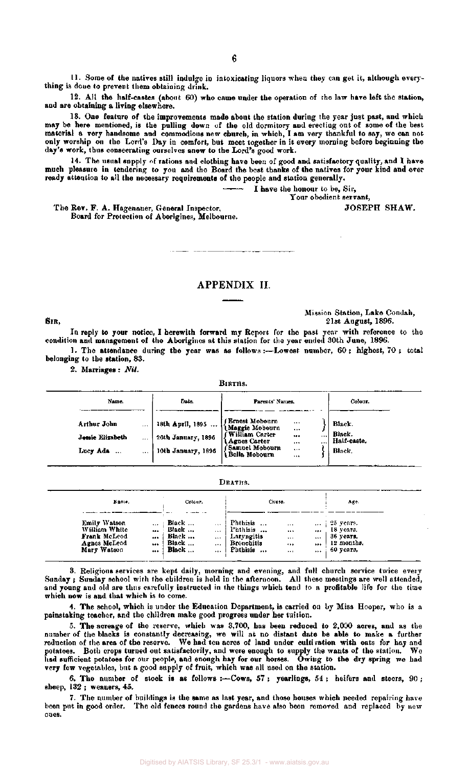11. Some of the natives still indulge in intoxicating liquors when they can get it, although everything is done to prevent them obtaining drink.

12. All the half-castes (about 60) who came under the operation of the law have left the station, and are obtaining a living elsewhere.

13. One feature of the improvements made about the station during the year just past, and which may be here mentioned, is the pulling down of the old dormitory and erecting out of some of the best material a very handsome and commodious new church, in which, I am very thankful to say, we can not only worship on the Lord's Day in comfort, but meet together in it every morning before beginning the day's work, thus consecrating ourselves anew to the Lord's good work.

14. The usual supply of rations and clothing have been of good and satisfactory quality, and I have much pleasure in tendering to you and the Board the best thanks of the natives for your kind and ever ready attention to all the necessary requirements of the people and station generally.

I have the honour to be, Sir,
Your obedient servant,
JOSEPH SHAW.

The Rev. F. A. Hagenauer, General Inspector,
Board for Protection of Aborigines, Melbourne.

---

## APPENDIX II.

Mission Station, Lake Condah,
21st August, 1896.

SIR,

In reply to your notice, I herewith forward my Report for the past year with reference to the condition and management of the Aborigines at this station for the year ended 30th June, 1896.

1. The attendance during the year was as follows:—Lowest number, 60; highest, 70; total belonging to the station, 83.

2. Marriages: *Nil.*

BIRTHS.

| Name. | Date. | Parents' Names. | Colour. |
|---|---|---|---|
| Arthur John | 18th April, 1895 | Ernest Mobourn / Maggie Mobourn | Black. |
| Jessie Elizabeth | 26th January, 1896 | William Carter / Agnes Carter | Black. / Half-caste. |
| Lucy Ada | 10th January, 1896 | Samuel Mobourn / Bella Mobourn | Black. |

DEATHS.

| Name. | Colour. | Cause. | Age. |
|---|---|---|---|
| Emily Watson | Black | Phthisis | 25 years. |
| William White | Black | Phthisis | 18 years. |
| Frank McLeod | Black | Laryngitis | 36 years. |
| Agnes McLeod | Black | Bronchitis | 12 months. |
| Mary Watson | Black | Phthisis | 60 years. |

3. Religious services are kept daily, morning and evening, and full church service twice every Sunday; Sunday school with the children is held in the afternoon. All these meetings are well attended, and young and old are thus carefully instructed in the things which tend to a profitable life for the time which now is and that which is to come.

4. The school, which is under the Education Department, is carried on by Miss Hooper, who is a painstaking teacher, and the children make good progress under her tuition.

5. The acreage of the reserve, which was 3,700, has been reduced to 2,000 acres, and as the number of the blacks is constantly decreasing, we will at no distant date be able to make a further reduction of the area of the reserve. We had ten acres of land under cultivation with oats for hay and potatoes. Both crops turned out satisfactorily, and were enough to supply the wants of the station. We had sufficient potatoes for our people, and enough hay for our horses. Owing to the dry spring we had very few vegetables, but a good supply of fruit, which was all used on the station.

6. The number of stock is as follows:—Cows, 57; yearlings, 54; heifers and steers, 90; sheep, 132; weaners, 45.

7. The number of buildings is the same as last year, and those houses which needed repairing have been put in good order. The old fences round the gardens have also been removed and replaced by new ones.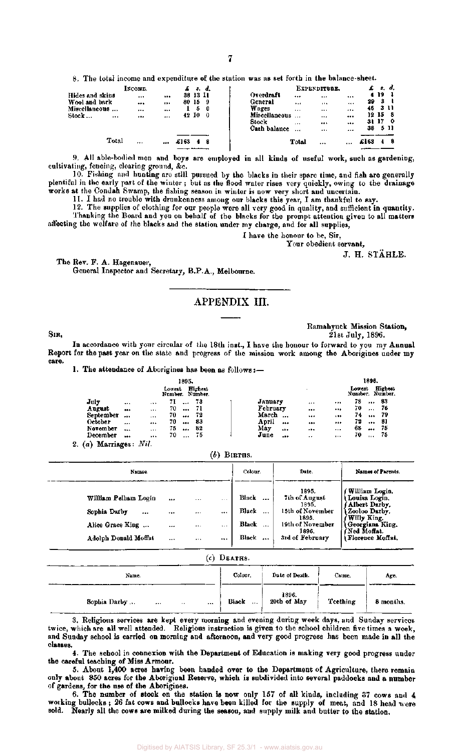8. The total income and expenditure of the station was as set forth in the balance-sheet.

| Income. | £ s. d. | Expenditure. | £ s. d. |
|---|---|---|---|
| Hides and skins ... ... | 38 13 11 | Overdraft ... ... ... | 4 19 1 |
| Wool and bark ... ... | 80 15 9 | General ... ... ... | 29 3 1 |
| Miscellaneous ... ... ... | 1 5 0 | Wages ... ... ... | 46 3 11 |
| Stock... ... ... ... | 42 10 0 | Miscellaneous ... ... | 12 15 8 |
| | | Stock ... ... ... | 31 17 0 |
| | | Cash balance ... ... | 38 5 11 |
| Total ... ... | £163 4 8 | Total ... ... | £163 4 8 |

9. All able-bodied men and boys are employed in all kinds of useful work, such as gardening, cultivating, fencing, clearing ground, &c.

10. Fishing and hunting are still pursued by the blacks in their spare time, and fish are generally plentiful in the early part of the winter; but as the flood water rises very quickly, owing to the drainage works at the Condah Swamp, the fishing season in winter is now very short and uncertain.

11. I had no trouble with drunkenness among our blacks this year, I am thankful to say.

12. The supplies of clothing for our people were all very good in quality, and sufficient in quantity.

Thanking the Board and you on behalf of the blacks for the prompt attention given to all matters affecting the welfare of the blacks and the station under my charge, and for all supplies,

I have the honour to be, Sir,
Your obedient servant,
J. H. STÄHLE.

The Rev. F. A. Hagenauer,
General Inspector and Secretary, B.P.A., Melbourne.

## APPENDIX III.

Ramahyuck Mission Station,
21st July, 1896.

Sir,

In accordance with your circular of the 18th inst., I have the honour to forward to you my Annual Report for the past year on the state and progress of the mission work among the Aborigines under my care.

1. The attendance of Aborigines has been as follows:—

| 1895. | Lowest Number. | Highest Number. | 1896. | Lowest Number. | Highest Number. |
|---|---|---|---|---|---|
| July | 71 | 73 | January | 78 | 83 |
| August | 70 | 71 | February | 70 | 76 |
| September | 70 | 72 | March | 74 | 79 |
| October | 70 | 83 | April | 72 | 81 |
| November | 75 | 82 | May | 68 | 75 |
| December | 70 | 75 | June | 70 | 75 |

2. (*a*) Marriages: *Nil.*

(*b*) Births.

| Names. | Colour. | Date. | Names of Parents. |
|---|---|---|---|
| William Pelham Login | Black | 1895. 7th of August | William Login, Louisa Login. |
| Sophia Darby | Black | 1895. 15th of November | Albert Darby, Zooloo Darby. |
| Alice Grace King | Black | 1895. 19th of November | Willy King, Georgiana King. |
| Adolph Donald Moffat | Black | 1896. 3rd of February | Ned Moffat, Florence Moffat. |

(*c*) Deaths.

| Name. | Colour. | Date of Death. | Cause. | Age. |
|---|---|---|---|---|
| Sophia Darby | Black | 1896. 20th of May | Teething | 8 months. |

3. Religious services are kept every morning and evening during week days, and Sunday services twice, which are all well attended. Religious instruction is given to the school children five times a week, and Sunday school is carried on morning and afternoon, and very good progress has been made in all the classes.

4. The school in connexion with the Department of Education is making very good progress under the careful teaching of Miss Armour.

5. About 1,400 acres having been handed over to the Department of Agriculture, there remain only about 850 acres for the Aboriginal Reserve, which is subdivided into several paddocks and a number of gardens, for the use of the Aborigines.

6. The number of stock on the station is now only 157 of all kinds, including 37 cows and 4 working bullocks; 26 fat cows and bullocks have been killed for the supply of meat, and 18 head were sold. Nearly all the cows are milked during the season, and supply milk and butter to the station.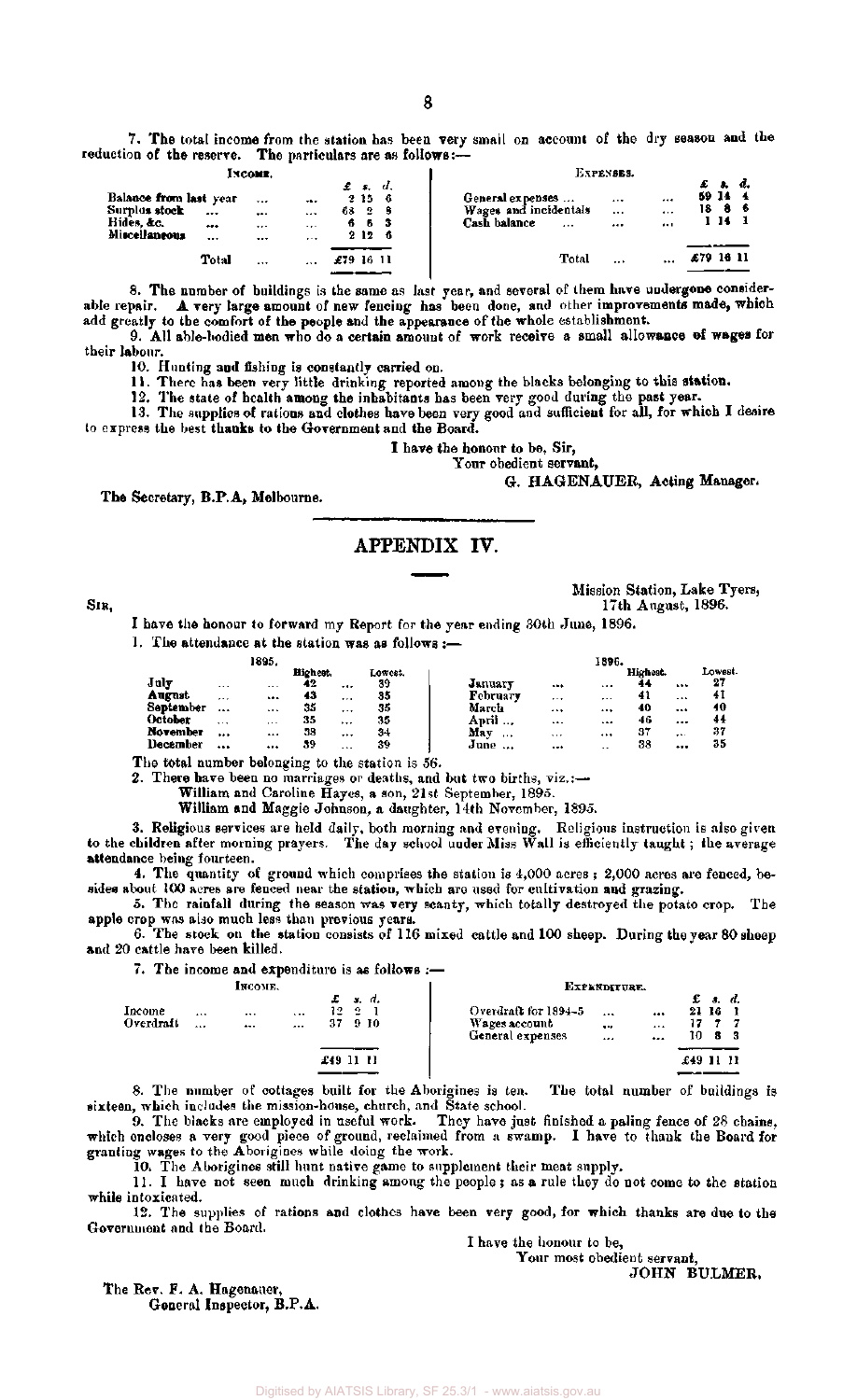7. The total income from the station has been very small on account of the dry season and the reduction of the reserve. The particulars are as follows:—

| Income. | £ | s. | d. | Expenses. | £ | s. | d. |
|---|---|---|---|---|---|---|---|
| Balance from last year ... ... | 2 | 15 | 6 | General expenses ... ... ... | 59 | 14 | 4 |
| Surplus stock ... ... ... | 68 | 2 | 8 | Wages and incidentals ... ... | 18 | 8 | 6 |
| Hides, &c. ... ... ... | 6 | 6 | 3 | Cash balance ... ... ... | 1 | 14 | 1 |
| Miscellaneous ... ... ... | 2 | 12 | 6 | | | | |
| Total ... ... | £79 | 16 | 11 | Total ... ... | £79 | 16 | 11 |

8. The number of buildings is the same as last year, and several of them have undergone considerable repair. A very large amount of new fencing has been done, and other improvements made, which add greatly to the comfort of the people and the appearance of the whole establishment.

9. All able-bodied men who do a certain amount of work receive a small allowance of wages for their labour.

10. Hunting and fishing is constantly carried on.

11. There has been very little drinking reported among the blacks belonging to this station.

12. The state of health among the inhabitants has been very good during the past year.

13. The supplies of rations and clothes have been very good and sufficient for all, for which I desire to express the best thanks to the Government and the Board.

I have the honour to be, Sir,
Your obedient servant,
G. HAGENAUER, Acting Manager.

The Secretary, B.P.A, Melbourne.

## APPENDIX IV.

Mission Station, Lake Tyers,
17th August, 1896.

Sir,

I have the honour to forward my Report for the year ending 30th June, 1896.

1. The attendance at the station was as follows:—

| 1895. | Highest. | Lowest. | 1896. | Highest. | Lowest. |
|---|---|---|---|---|---|
| July ... ... | 42 | 39 | January ... ... | 44 | 27 |
| August ... ... | 43 | 35 | February ... ... | 41 | 41 |
| September ... ... | 35 | 35 | March ... ... | 40 | 40 |
| October ... ... | 35 | 35 | April ... ... | 46 | 44 |
| November ... ... | 38 | 34 | May ... ... | 37 | 37 |
| December ... ... | 39 | 39 | June ... ... | 38 | 35 |

The total number belonging to the station is 56.

2. There have been no marriages or deaths, and but two births, viz.:—

William and Caroline Hayes, a son, 21st September, 1895.
William and Maggie Johnson, a daughter, 14th November, 1895.

3. Religious services are held daily, both morning and evening. Religious instruction is also given to the children after morning prayers. The day school under Miss Wall is efficiently taught; the average attendance being fourteen.

4. The quantity of ground which comprises the station is 4,000 acres; 2,000 acres are fenced, besides about 100 acres are fenced near the station, which are used for cultivation and grazing.

5. The rainfall during the season was very scanty, which totally destroyed the potato crop. The apple crop was also much less than previous years.

6. The stock on the station consists of 116 mixed cattle and 100 sheep. During the year 80 sheep and 20 cattle have been killed.

7. The income and expenditure is as follows:—

| Income. | £ | s. | d. | Expenditure. | £ | s. | d. |
|---|---|---|---|---|---|---|---|
| Income ... ... ... | 12 | 2 | 1 | Overdraft for 1894-5 ... ... | 21 | 16 | 1 |
| Overdraft ... ... ... | 37 | 9 | 10 | Wages account ... ... | 17 | 7 | 7 |
| | | | | General expenses ... ... | 10 | 8 | 3 |
| | £49 | 11 | 11 | | £49 | 11 | 11 |

8. The number of cottages built for the Aborigines is ten. The total number of buildings is sixteen, which includes the mission-house, church, and State school.

9. The blacks are employed in useful work. They have just finished a paling fence of 28 chains, which encloses a very good piece of ground, reclaimed from a swamp. I have to thank the Board for granting wages to the Aborigines while doing the work.

10. The Aborigines still hunt native game to supplement their meat supply.

11. I have not seen much drinking among the people; as a rule they do not come to the station while intoxicated.

12. The supplies of rations and clothes have been very good, for which thanks are due to the Government and the Board.

I have the honour to be,
Your most obedient servant,
JOHN BULMER.

The Rev. F. A. Hagenauer,
General Inspector, B.P.A.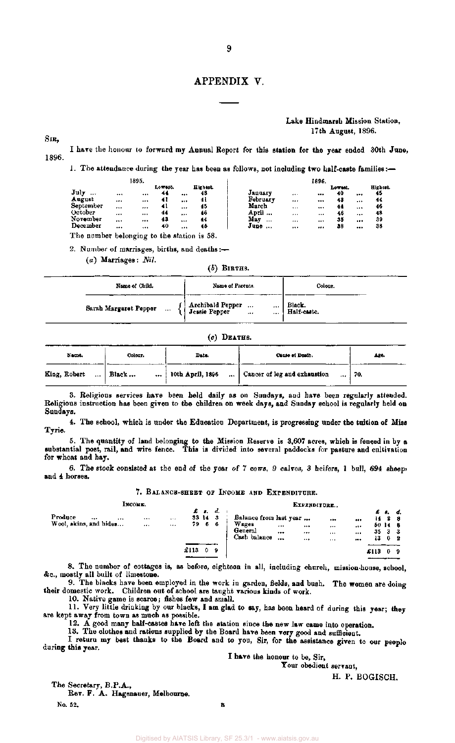# APPENDIX V.

Lake Hindmarsh Mission Station,
17th August, 1896.

SIR,

I have the honour to forward my Annual Report for this station for the year ended 30th June, 1896.

1. The attendance during the year has been as follows, not including two half-caste families:—

| 1895. | Lowest. | Highest. | 1896. | Lowest. | Highest. |
|---|---|---|---|---|---|
| July ... | 44 | 48 | January | 40 | 45 |
| August | 41 | 41 | February | 43 | 44 |
| September | 41 | 45 | March | 44 | 46 |
| October | 44 | 46 | April ... | 46 | 48 |
| November | 43 | 44 | May ... | 35 | 39 |
| December | 40 | 45 | June ... | 38 | 38 |

The number belonging to the station is 58.

2. Number of marriages, births, and deaths:—

(*a*) Marriages: *Nil.*

(*b*) BIRTHS.

| Name of Child. | Name of Parents. | Colour. |
|---|---|---|
| Sarah Margaret Pepper | Archibald Pepper | Black. |
| | Jessie Pepper | Half-caste. |

(*c*) DEATHS.

| Name. | Colour. | Date. | Cause of Death. | Age. |
|---|---|---|---|---|
| King, Robert | Black ... | 10th April, 1896 | Cancer of leg and exhaustion | 70. |

3. Religious services have been held daily as on Sundays, and have been regularly attended. Religious instruction has been given to the children on week days, and Sunday school is regularly held on Sundays.

4. The school, which is under the Education Department, is progressing under the tuition of Miss Tyrie.

5. The quantity of land belonging to the Mission Reserve is 3,607 acres, which is fenced in by a substantial post, rail, and wire fence. This is divided into several paddocks for pasture and cultivation for wheat and hay.

6. The stock consisted at the end of the year of 7 cows, 9 calves, 3 heifers, 1 bull, 694 sheep, and 4 horses.

7. BALANCE-SHEET OF INCOME AND EXPENDITURE.

| INCOME. | £ s. d. | EXPENDITURE. | £ s. d. |
|---|---|---|---|
| Produce | 33 14 3 | Balance from last year ... | 14 2 8 |
| Wool, skins, and hides... | 79 6 6 | Wages | 50 14 8 |
| | | General | 35 3 3 |
| | | Cash balance | 13 0 2 |
| | £113 0 9 | | £113 0 9 |

8. The number of cottages is, as before, eighteen in all, including church, mission-house, school, &c., mostly all built of limestone.

9. The blacks have been employed in the work in garden, fields, and bush. The women are doing their domestic work. Children out of school are taught various kinds of work.

10. Native game is scarce; fishes few and small.

11. Very little drinking by our blacks, I am glad to say, has been heard of during this year; they are kept away from town as much as possible.

12. A good many half-castes have left the station since the new law came into operation.

13. The clothes and rations supplied by the Board have been very good and sufficient.

I return my best thanks to the Board and to you, Sir, for the assistance given to our people during this year.

I have the honour to be, Sir,
Your obedient servant,

H. P. BOGISCH.

The Secretary, B.P.A.,
Rev. F. A. Hagenauer, Melbourne.

No. 52. B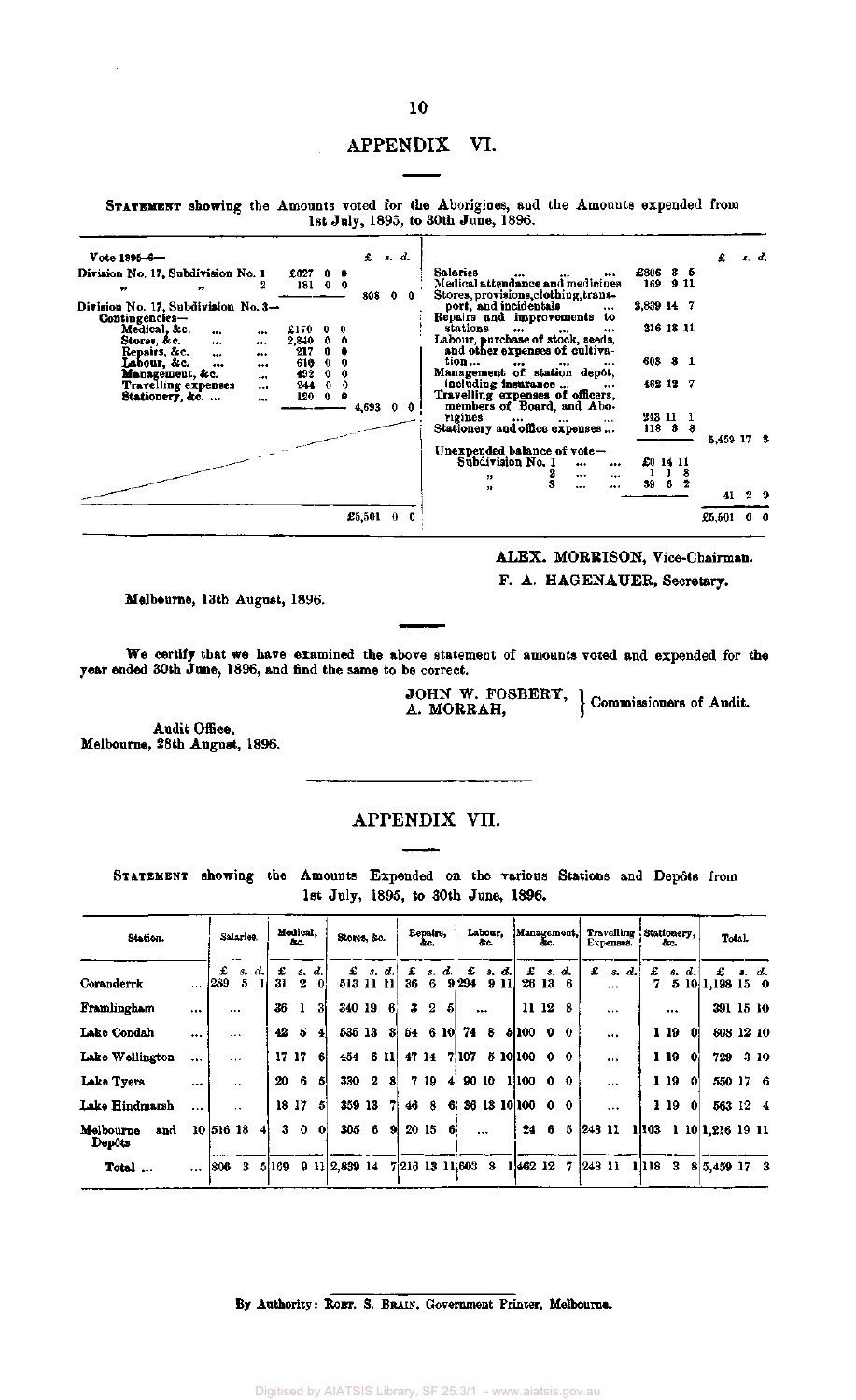# APPENDIX VI.

STATEMENT showing the Amounts voted for the Aborigines, and the Amounts expended from 1st July, 1895, to 30th June, 1896.

| | | £ s. d. | | | £ s. d. |
|---|---|---|---|---|---|
| Vote 1895-6— | | | Salaries ... ... ... | £806 3 5 | |
| Division No. 17, Subdivision No. 1 | £627 0 0 | | Medical attendance and medicines | 169 9 11 | |
| " " 2 | 181 0 0 | | Stores, provisions, clothing, transport, and incidentals ... | 2,839 14 7 | |
| | | 808 0 0 | Repairs and improvements to stations ... ... ... | 216 13 11 | |
| Division No. 17, Subdivision No. 3— Contingencies— | | | Labour, purchase of stock, seeds, and other expenses of cultivation ... ... ... | 603 3 1 | |
| Medical, &c. ... ... | £170 0 0 | | Management of station depôt, including insurance ... ... | 462 12 7 | |
| Stores, &c. ... ... | 2,840 0 0 | | Travelling expenses of officers, members of Board, and Aborigines ... ... ... | 243 11 1 | |
| Repairs, &c. ... ... | 217 0 0 | | Stationery and office expenses ... | 118 3 8 | |
| Labour, &c. ... ... | 610 0 0 | | | | 5,459 17 3 |
| Management, &c. ... | 492 0 0 | | Unexpended balance of vote— | | |
| Travelling expenses ... | 244 0 0 | | Subdivision No. 1 ... ... | £0 14 11 | |
| Stationery, &c. ... ... | 120 0 0 | | " 2 ... ... | 1 1 8 | |
| | | 4,693 0 0 | " 3 ... ... | 39 6 2 | |
| | | | | | 41 2 9 |
| | | £5,501 0 0 | | | £5,501 0 0 |

ALEX. MORRISON, Vice-Chairman.
F. A. HAGENAUER, Secretary.

Melbourne, 13th August, 1896.

We certify that we have examined the above statement of amounts voted and expended for the year ended 30th June, 1896, and find the same to be correct.

JOHN W. FOSBERY, A. MORRAH, } Commissioners of Audit.

Audit Office,
Melbourne, 28th August, 1896.

# APPENDIX VII.

STATEMENT showing the Amounts Expended on the various Stations and Depôts from 1st July, 1895, to 30th June, 1896.

| Station. | Salaries. | Medical, &c. | Stores, &c. | Repairs, &c. | Labour, &c. | Management, &c. | Travelling Expenses. | Stationery, &c. | Total. |
|---|---|---|---|---|---|---|---|---|---|
| | £ s. d. | £ s. d. | £ s. d. | £ s. d. | £ s. d. | £ s. d. | £ s. d. | £ s. d. | £ s. d. |
| Coranderrk ... | 289 5 1 | 31 2 0 | 513 11 11 | 36 6 9 | 294 9 11 | 26 13 6 | ... | 7 5 10 | 1,198 15 0 |
| Framlingham ... | ... | 36 1 3 | 340 19 6 | 3 2 5 | ... | 11 12 8 | ... | ... | 391 15 10 |
| Lake Condah ... | ... | 42 5 4 | 535 13 3 | 54 6 10 | 74 8 5 | 100 0 0 | ... | 1 19 0 | 808 12 10 |
| Lake Wellington ... | ... | 17 17 6 | 454 6 11 | 47 14 7 | 107 5 10 | 100 0 0 | ... | 1 19 0 | 729 3 10 |
| Lake Tyers ... | ... | 20 6 5 | 330 2 3 | 7 19 4 | 90 10 1 | 100 0 0 | ... | 1 19 0 | 550 17 6 |
| Lake Hindmarsh ... | ... | 18 17 5 | 359 13 7 | 46 8 6 | 36 13 10 | 100 0 0 | ... | 1 19 0 | 563 12 4 |
| Melbourne and Depôts | 516 18 4 | 3 0 0 | 305 6 9 | 20 15 6 | ... | 24 6 5 | 243 11 1 | 103 1 10 | 1,216 19 11 |
| Total ... | 806 3 5 | 169 9 11 | 2,839 14 7 | 216 13 11 | 603 3 1 | 462 12 7 | 243 11 1 | 118 3 8 | 5,459 17 3 |

By Authority: ROBT. S. BRAIN, Government Printer, Melbourne.